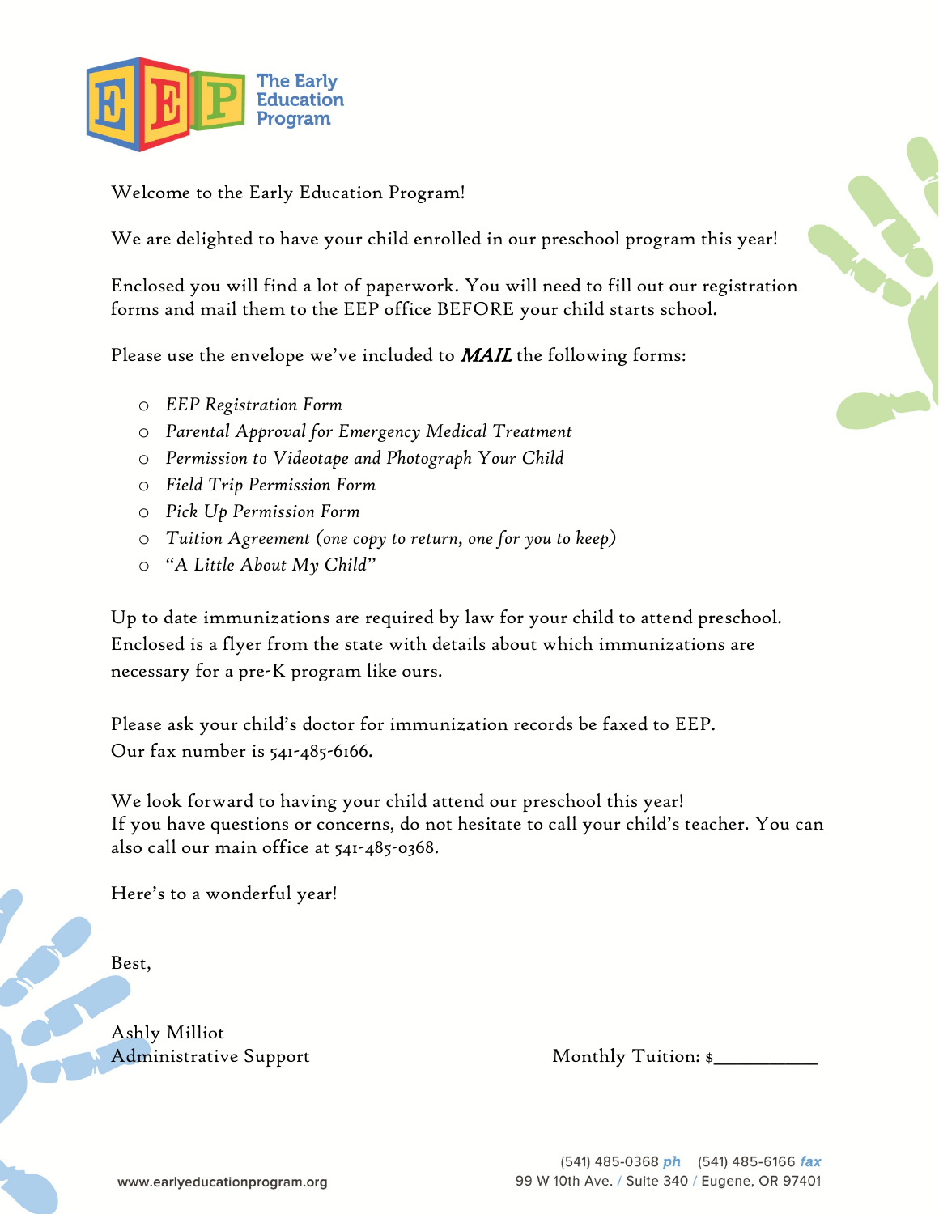The Early Education Program

Welcome to the Early Education Program!

We are delighted to have your child enrolled in our preschool program this year!

Enclosed you will find a lot of paperwork. You will need to fill out our registration forms and mail them to the EEP office BEFORE your child starts school.

Please use the envelope we've included to ***MAIL*** the following forms:

- *EEP Registration Form*
- *Parental Approval for Emergency Medical Treatment*
- *Permission to Videotape and Photograph Your Child*
- *Field Trip Permission Form*
- *Pick Up Permission Form*
- *Tuition Agreement (one copy to return, one for you to keep)*
- *"A Little About My Child"*

Up to date immunizations are required by law for your child to attend preschool. Enclosed is a flyer from the state with details about which immunizations are necessary for a pre-K program like ours.

Please ask your child's doctor for immunization records be faxed to EEP. Our fax number is 541-485-6166.

We look forward to having your child attend our preschool this year! If you have questions or concerns, do not hesitate to call your child's teacher. You can also call our main office at 541-485-0368.

Here's to a wonderful year!

Best,

Ashly Milliot
Administrative Support

Monthly Tuition: $__________

www.earlyeducationprogram.org

(541) 485-0368 ph (541) 485-6166 fax
99 W 10th Ave. / Suite 340 / Eugene, OR 97401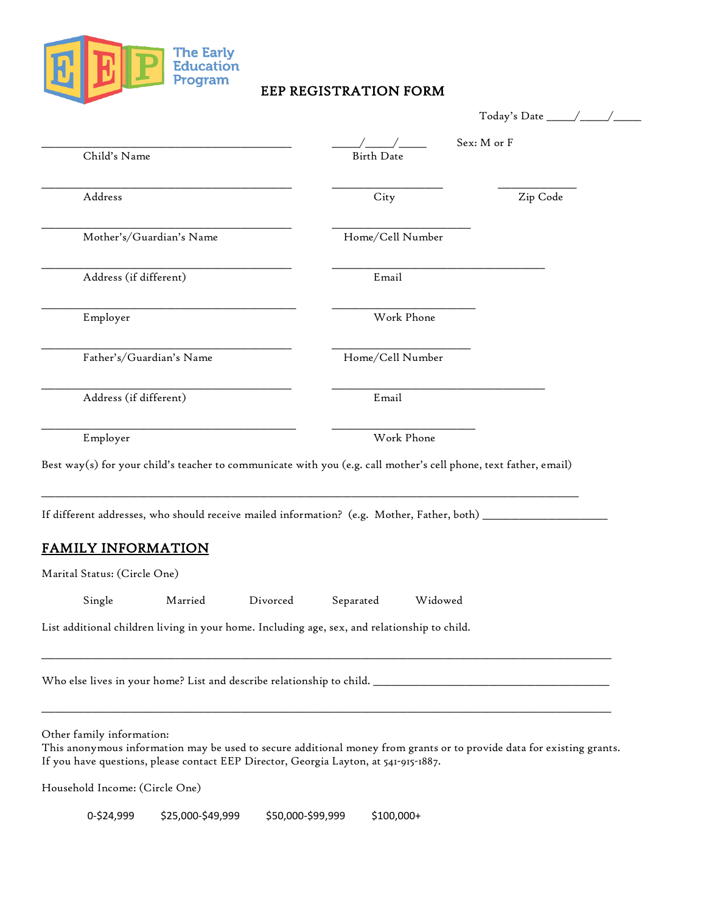The Early Education Program

# EEP REGISTRATION FORM

Today's Date _____/_____/_____

| | | |
|---|---|---|
| ________________________________ Child's Name | _____/_____/_____ Birth Date | Sex: M or F |
| ________________________________ Address | ________________ City | ____________ Zip Code |
| ________________________________ Mother's/Guardian's Name | ____________________ Home/Cell Number | |
| ________________________________ Address (if different) | ____________________________ Email | |
| ________________________________ Employer | ____________________ Work Phone | |
| ________________________________ Father's/Guardian's Name | ____________________ Home/Cell Number | |
| ________________________________ Address (if different) | ____________________________ Email | |
| ________________________________ Employer | ____________________ Work Phone | |

Best way(s) for your child's teacher to communicate with you (e.g. call mother's cell phone, text father, email)

______________________________________________________________________________

If different addresses, who should receive mailed information? (e.g. Mother, Father, both) ____________________

## FAMILY INFORMATION

Marital Status: (Circle One)

Single    Married    Divorced    Separated    Widowed

List additional children living in your home. Including age, sex, and relationship to child.

______________________________________________________________________________

Who else lives in your home? List and describe relationship to child. ________________________________________

______________________________________________________________________________

Other family information:
This anonymous information may be used to secure additional money from grants or to provide data for existing grants. If you have questions, please contact EEP Director, Georgia Layton, at 541-915-1887.

Household Income: (Circle One)

0-$24,999    $25,000-$49,999    $50,000-$99,999    $100,000+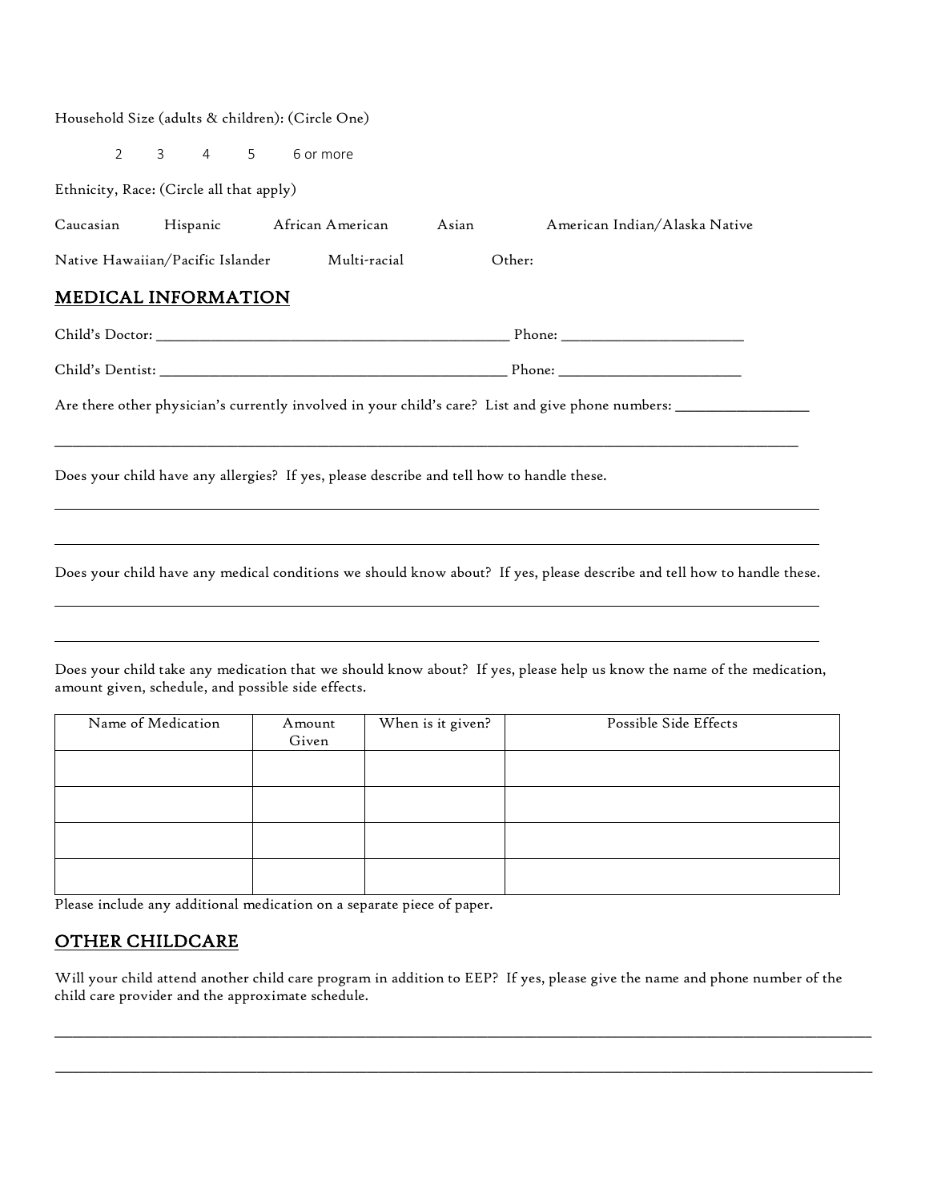Household Size (adults & children): (Circle One)

2  3  4  5  6 or more

Ethnicity, Race: (Circle all that apply)

Caucasian  Hispanic  African American  Asian  American Indian/Alaska Native

Native Hawaiian/Pacific Islander  Multi-racial  Other:

## MEDICAL INFORMATION

Child's Doctor: ______________________________________________ Phone: ________________________

Child's Dentist: ______________________________________________ Phone: ________________________

Are there other physician's currently involved in your child's care? List and give phone numbers: __________________

_____________________________________________________________________________________________________

Does your child have any allergies? If yes, please describe and tell how to handle these.

_____________________________________________________________________________________________________

_____________________________________________________________________________________________________

Does your child have any medical conditions we should know about? If yes, please describe and tell how to handle these.

_____________________________________________________________________________________________________

_____________________________________________________________________________________________________

Does your child take any medication that we should know about? If yes, please help us know the name of the medication, amount given, schedule, and possible side effects.

| Name of Medication | Amount Given | When is it given? | Possible Side Effects |
|---|---|---|---|
| | | | |
| | | | |
| | | | |
| | | | |

Please include any additional medication on a separate piece of paper.

## OTHER CHILDCARE

Will your child attend another child care program in addition to EEP? If yes, please give the name and phone number of the child care provider and the approximate schedule.

_____________________________________________________________________________________________________

_____________________________________________________________________________________________________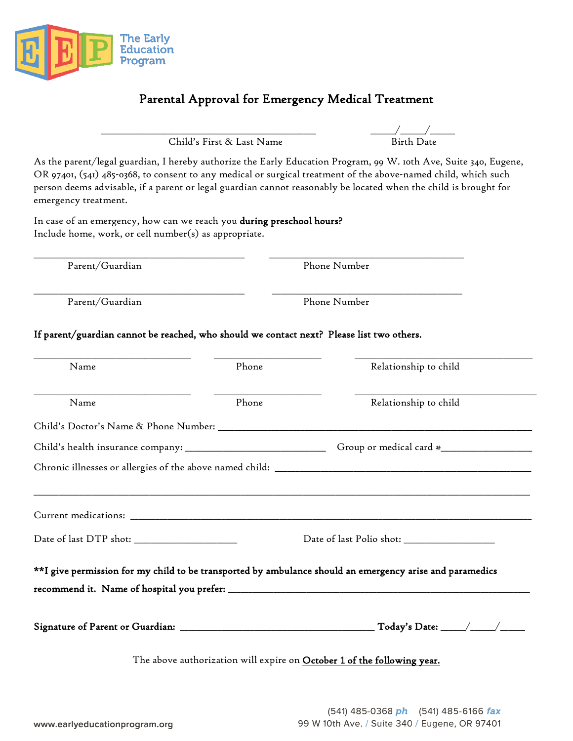The Early Education Program

# Parental Approval for Emergency Medical Treatment

______________________________________ Child's First & Last Name

_____/_____/_____ Birth Date

As the parent/legal guardian, I hereby authorize the Early Education Program, 99 W. 10th Ave, Suite 340, Eugene, OR 97401, (541) 485-0368, to consent to any medical or surgical treatment of the above-named child, which such person deems advisable, if a parent or legal guardian cannot reasonably be located when the child is brought for emergency treatment.

In case of an emergency, how can we reach you **during preschool hours?**
Include home, work, or cell number(s) as appropriate.

______________________________________ Parent/Guardian ______________________________________ Phone Number

______________________________________ Parent/Guardian ______________________________________ Phone Number

**If parent/guardian cannot be reached, who should we contact next? Please list two others.**

____________________________ Name ____________________ Phone ________________________________ Relationship to child

____________________________ Name ____________________ Phone ________________________________ Relationship to child

Child's Doctor's Name & Phone Number: ________________________________________________________

Child's health insurance company: __________________________ Group or medical card #________________

Chronic illnesses or allergies of the above named child: ______________________________________________

______________________________________________________________________________________

Current medications: __________________________________________________________________________

Date of last DTP shot: ___________________ Date of last Polio shot: ________________

**\*\*I give permission for my child to be transported by ambulance should an emergency arise and paramedics recommend it. Name of hospital you prefer:** ______________________________________________________

**Signature of Parent or Guardian:** ____________________________________ **Today's Date:** _____/_____/_____

The above authorization will expire on **October 1 of the following year.**

www.earlyeducationprogram.org

(541) 485-0368 *ph* (541) 485-6166 *fax*
99 W 10th Ave. / Suite 340 / Eugene, OR 97401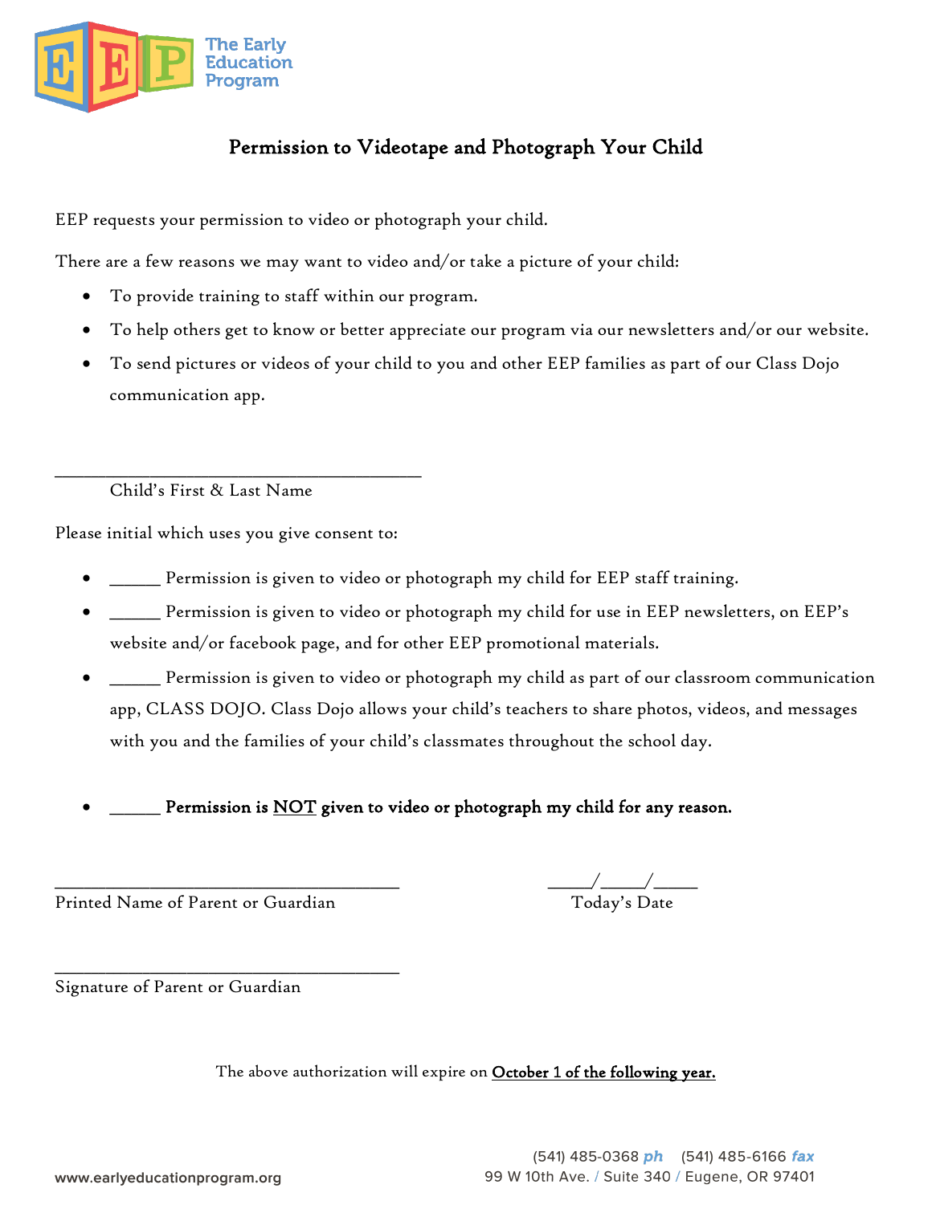The Early Education Program

# Permission to Videotape and Photograph Your Child

EEP requests your permission to video or photograph your child.

There are a few reasons we may want to video and/or take a picture of your child:

- To provide training to staff within our program.
- To help others get to know or better appreciate our program via our newsletters and/or our website.
- To send pictures or videos of your child to you and other EEP families as part of our Class Dojo communication app.

_________________________________________
Child's First & Last Name

Please initial which uses you give consent to:

- ______ Permission is given to video or photograph my child for EEP staff training.
- ______ Permission is given to video or photograph my child for use in EEP newsletters, on EEP's website and/or facebook page, and for other EEP promotional materials.
- ______ Permission is given to video or photograph my child as part of our classroom communication app, CLASS DOJO. Class Dojo allows your child's teachers to share photos, videos, and messages with you and the families of your child's classmates throughout the school day.

- ______ **Permission is NOT given to video or photograph my child for any reason.**

_______________________________________
Printed Name of Parent or Guardian

_____/_____/_____
Today's Date

_______________________________________
Signature of Parent or Guardian

The above authorization will expire on **October 1 of the following year.**

www.earlyeducationprogram.org

(541) 485-0368 ph (541) 485-6166 fax
99 W 10th Ave. / Suite 340 / Eugene, OR 97401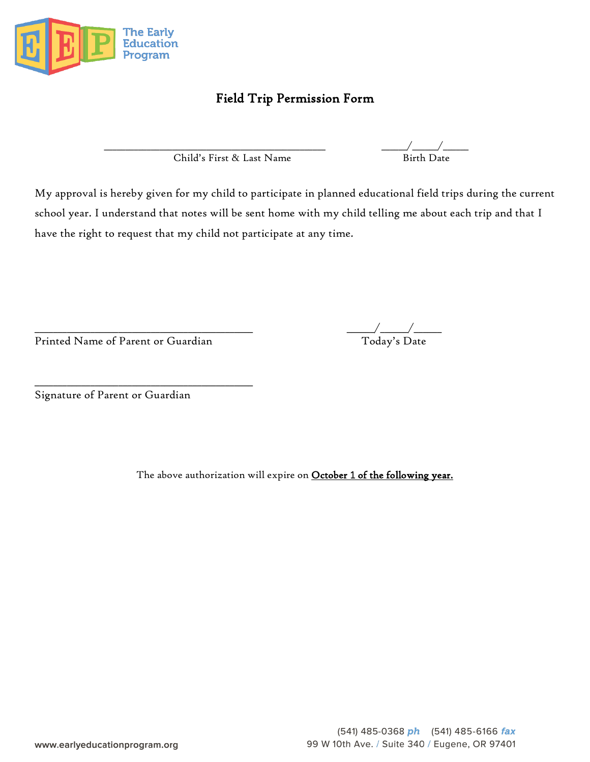The Early Education Program

# Field Trip Permission Form

\_\_\_\_\_\_\_\_\_\_\_\_\_\_\_\_\_\_\_\_\_\_\_\_\_\_\_\_\_\_\_\_\_\_\_\_\_\_\_\_ \_\_\_\_\_/\_\_\_\_\_/\_\_\_\_\_

Child's First & Last Name Birth Date

My approval is hereby given for my child to participate in planned educational field trips during the current school year. I understand that notes will be sent home with my child telling me about each trip and that I have the right to request that my child not participate at any time.

\_\_\_\_\_\_\_\_\_\_\_\_\_\_\_\_\_\_\_\_\_\_\_\_\_\_\_\_\_\_\_\_\_\_\_\_\_\_\_\_ \_\_\_\_\_/\_\_\_\_\_/\_\_\_\_\_

Printed Name of Parent or Guardian Today's Date

\_\_\_\_\_\_\_\_\_\_\_\_\_\_\_\_\_\_\_\_\_\_\_\_\_\_\_\_\_\_\_\_\_\_\_\_\_\_\_\_

Signature of Parent or Guardian

The above authorization will expire on <u>**October 1 of the following year.**</u>

www.earlyeducationprogram.org

(541) 485-0368 *ph* (541) 485-6166 *fax*

99 W 10th Ave. / Suite 340 / Eugene, OR 97401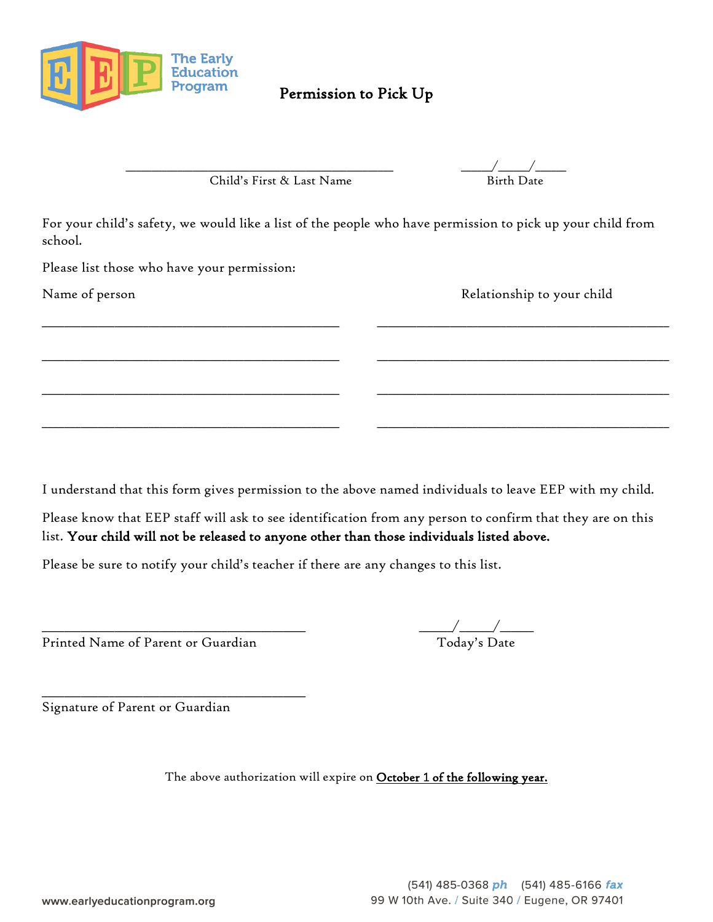The Early Education Program

# Permission to Pick Up

\_\_\_\_\_\_\_\_\_\_\_\_\_\_\_\_\_\_\_\_\_\_\_\_\_\_\_\_\_\_\_\_\_\_\_\_\_\_\_\_ &nbsp;&nbsp;&nbsp;&nbsp; \_\_\_\_\_/\_\_\_\_\_/\_\_\_\_\_

Child's First & Last Name &nbsp;&nbsp;&nbsp;&nbsp; Birth Date

For your child's safety, we would like a list of the people who have permission to pick up your child from school.

Please list those who have your permission:

| Name of person | Relationship to your child |
|---|---|
| | |
| | |
| | |
| | |

I understand that this form gives permission to the above named individuals to leave EEP with my child.

Please know that EEP staff will ask to see identification from any person to confirm that they are on this list. **Your child will not be released to anyone other than those individuals listed above.**

Please be sure to notify your child's teacher if there are any changes to this list.

\_\_\_\_\_\_\_\_\_\_\_\_\_\_\_\_\_\_\_\_\_\_\_\_\_\_\_\_\_\_\_\_\_\_\_\_\_\_\_\_ &nbsp;&nbsp;&nbsp;&nbsp; \_\_\_\_\_/\_\_\_\_\_/\_\_\_\_\_

Printed Name of Parent or Guardian &nbsp;&nbsp;&nbsp;&nbsp; Today's Date

\_\_\_\_\_\_\_\_\_\_\_\_\_\_\_\_\_\_\_\_\_\_\_\_\_\_\_\_\_\_\_\_\_\_\_\_\_\_\_\_

Signature of Parent or Guardian

The above authorization will expire on **October 1 of the following year.**

www.earlyeducationprogram.org

(541) 485-0368 *ph* &nbsp; (541) 485-6166 *fax*

99 W 10th Ave. / Suite 340 / Eugene, OR 97401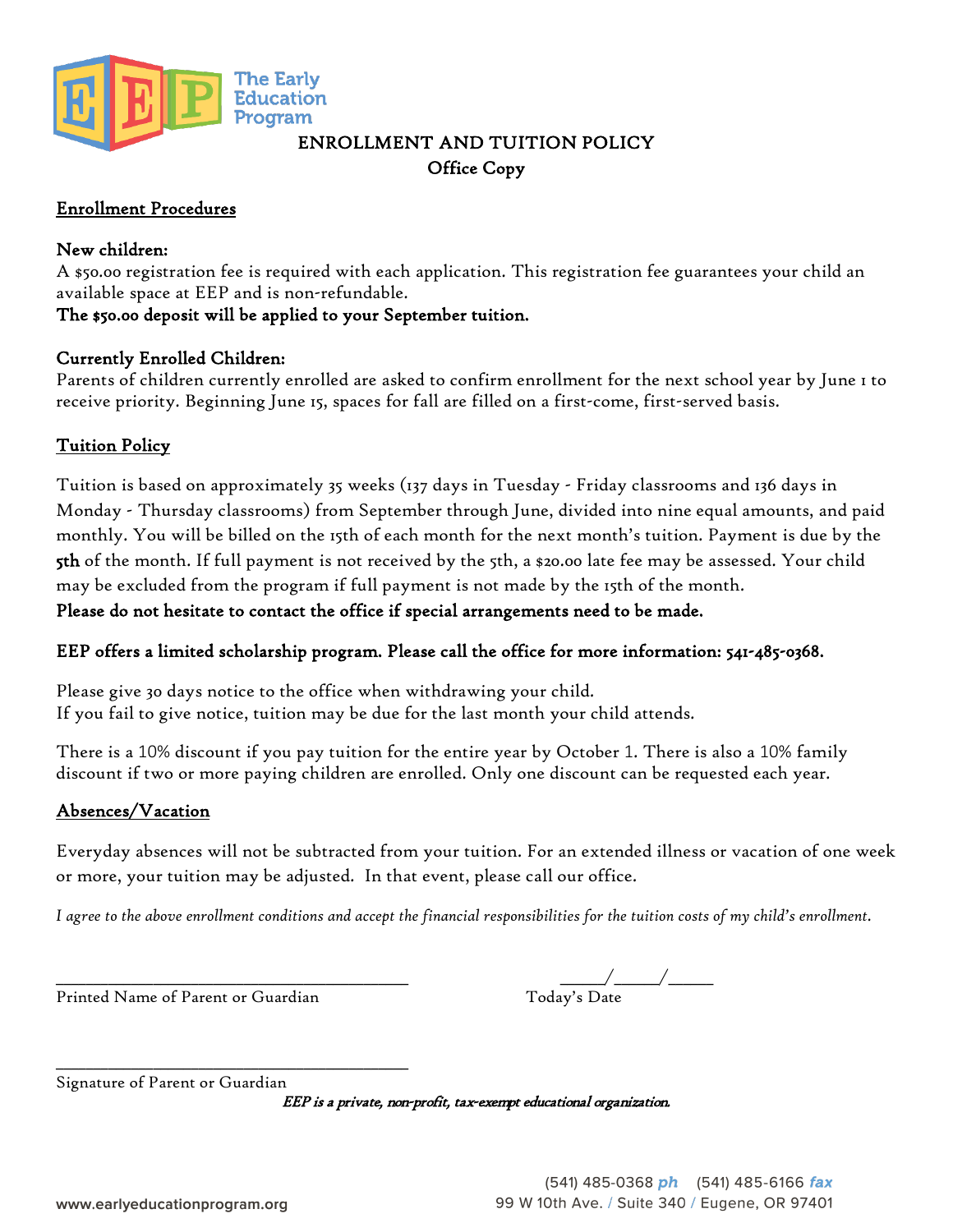The Early Education Program

# ENROLLMENT AND TUITION POLICY

**Office Copy**

## Enrollment Procedures

**New children:**

A $50.00 registration fee is required with each application. This registration fee guarantees your child an available space at EEP and is non-refundable.

**The $50.00 deposit will be applied to your September tuition.**

**Currently Enrolled Children:**

Parents of children currently enrolled are asked to confirm enrollment for the next school year by June 1 to receive priority. Beginning June 15, spaces for fall are filled on a first-come, first-served basis.

## Tuition Policy

Tuition is based on approximately 35 weeks (137 days in Tuesday - Friday classrooms and 136 days in Monday - Thursday classrooms) from September through June, divided into nine equal amounts, and paid monthly. You will be billed on the 15th of each month for the next month's tuition. Payment is due by the **5th** of the month. If full payment is not received by the 5th, a $20.00 late fee may be assessed. Your child may be excluded from the program if full payment is not made by the 15th of the month.

**Please do not hesitate to contact the office if special arrangements need to be made.**

**EEP offers a limited scholarship program. Please call the office for more information: 541-485-0368.**

Please give 30 days notice to the office when withdrawing your child.
If you fail to give notice, tuition may be due for the last month your child attends.

There is a 10% discount if you pay tuition for the entire year by October 1. There is also a 10% family discount if two or more paying children are enrolled. Only one discount can be requested each year.

## Absences/Vacation

Everyday absences will not be subtracted from your tuition. For an extended illness or vacation of one week or more, your tuition may be adjusted. In that event, please call our office.

*I agree to the above enrollment conditions and accept the financial responsibilities for the tuition costs of my child's enrollment.*

_______________________________________ &nbsp;&nbsp;&nbsp;&nbsp; _____/_____/_____

Printed Name of Parent or Guardian &nbsp;&nbsp;&nbsp;&nbsp; Today's Date

_______________________________________

Signature of Parent or Guardian

*EEP is a private, non-profit, tax-exempt educational organization.*

www.earlyeducationprogram.org

(541) 485-0368 ph (541) 485-6166 fax

99 W 10th Ave. / Suite 340 / Eugene, OR 97401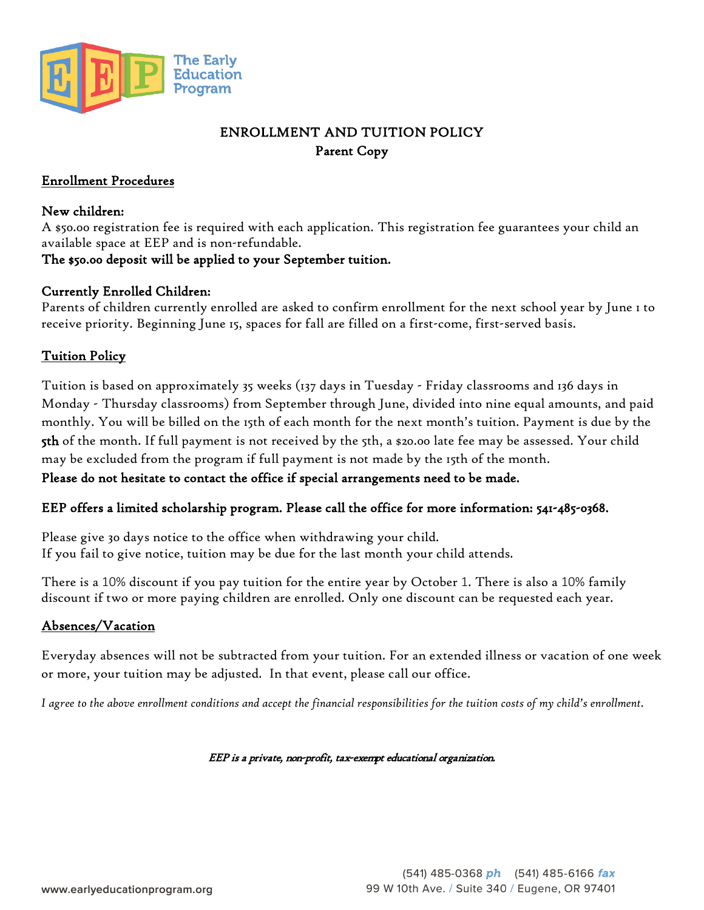The Early Education Program

# ENROLLMENT AND TUITION POLICY

## Parent Copy

### Enrollment Procedures

**New children:**

A $50.00 registration fee is required with each application. This registration fee guarantees your child an available space at EEP and is non-refundable.

**The $50.00 deposit will be applied to your September tuition.**

**Currently Enrolled Children:**

Parents of children currently enrolled are asked to confirm enrollment for the next school year by June 1 to receive priority. Beginning June 15, spaces for fall are filled on a first-come, first-served basis.

### Tuition Policy

Tuition is based on approximately 35 weeks (137 days in Tuesday - Friday classrooms and 136 days in Monday - Thursday classrooms) from September through June, divided into nine equal amounts, and paid monthly. You will be billed on the 15th of each month for the next month's tuition. Payment is due by the **5th** of the month. If full payment is not received by the 5th, a $20.00 late fee may be assessed. Your child may be excluded from the program if full payment is not made by the 15th of the month.

**Please do not hesitate to contact the office if special arrangements need to be made.**

**EEP offers a limited scholarship program. Please call the office for more information: 541-485-0368.**

Please give 30 days notice to the office when withdrawing your child.
If you fail to give notice, tuition may be due for the last month your child attends.

There is a 10% discount if you pay tuition for the entire year by October 1. There is also a 10% family discount if two or more paying children are enrolled. Only one discount can be requested each year.

### Absences/Vacation

Everyday absences will not be subtracted from your tuition. For an extended illness or vacation of one week or more, your tuition may be adjusted. In that event, please call our office.

*I agree to the above enrollment conditions and accept the financial responsibilities for the tuition costs of my child's enrollment.*

*EEP is a private, non-profit, tax-exempt educational organization.*

www.earlyeducationprogram.org

(541) 485-0368 *ph* (541) 485-6166 *fax*
99 W 10th Ave. / Suite 340 / Eugene, OR 97401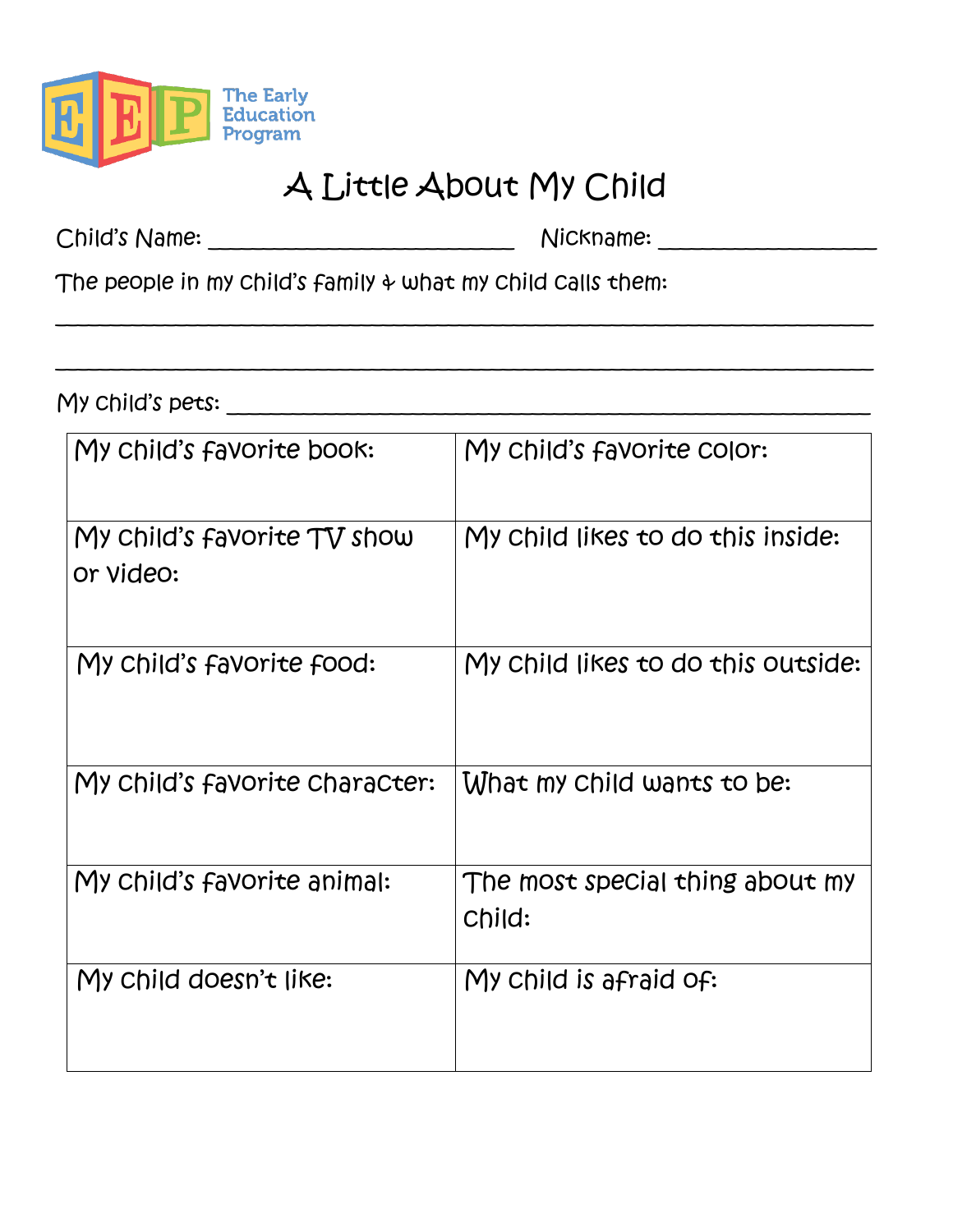The Early Education Program

# A Little About My Child

Child's Name: ___________________________ Nickname: ___________________

The people in my child's family & what my child calls them:

_______________________________________________________________________

_______________________________________________________________________

My child's pets: ________________________________________________________

| My child's favorite book: | My child's favorite color: |
|---|---|
| My child's favorite TV show or video: | My child likes to do this inside: |
| My child's favorite food: | My child likes to do this outside: |
| My child's favorite character: | What my child wants to be: |
| My child's favorite animal: | The most special thing about my child: |
| My child doesn't like: | My child is afraid of: |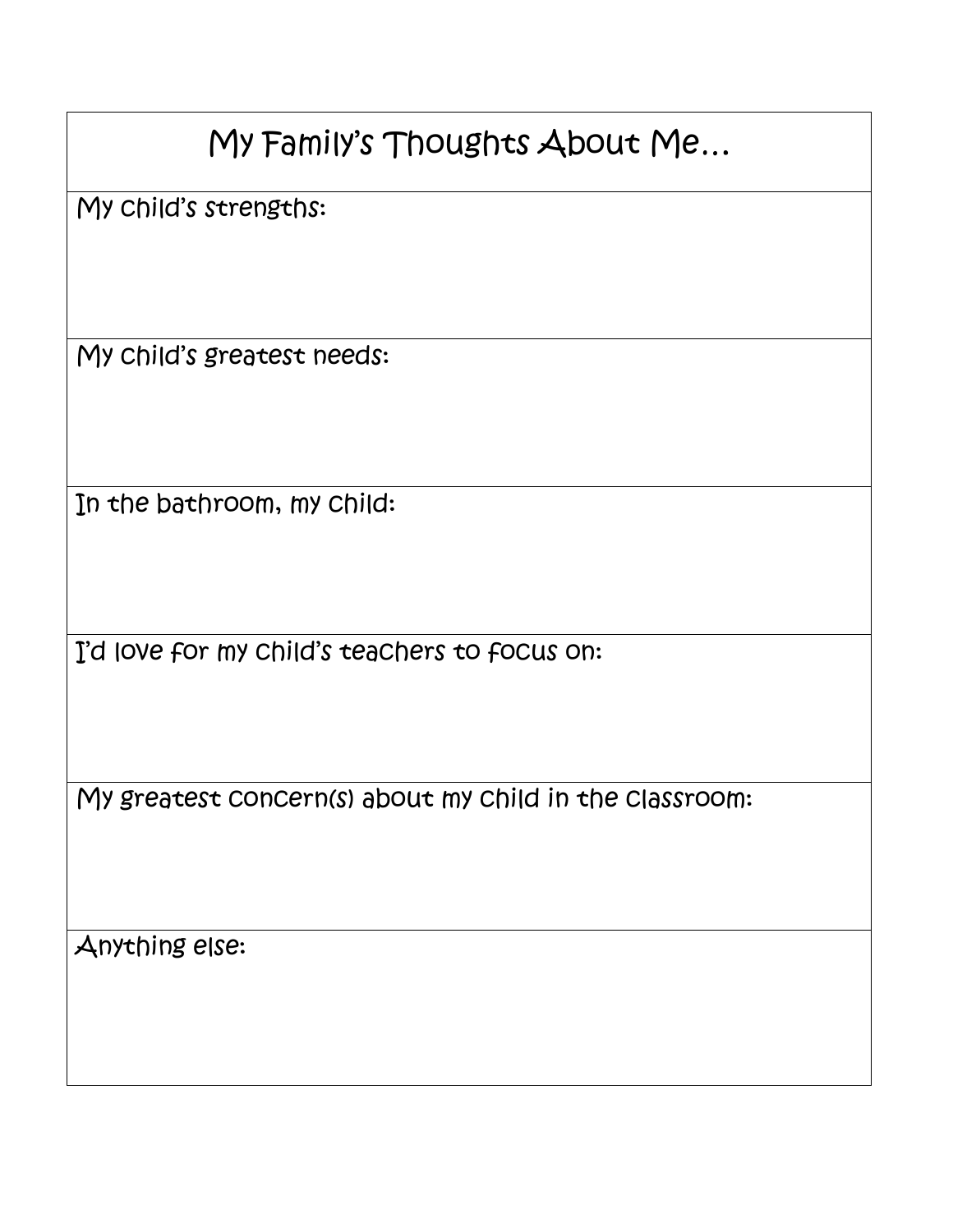# My Family's Thoughts About Me…

| My Family's Thoughts About Me… |
| --- |
| My child's strengths: |
| My child's greatest needs: |
| In the bathroom, my child: |
| I'd love for my child's teachers to focus on: |
| My greatest concern(s) about my child in the classroom: |
| Anything else: |